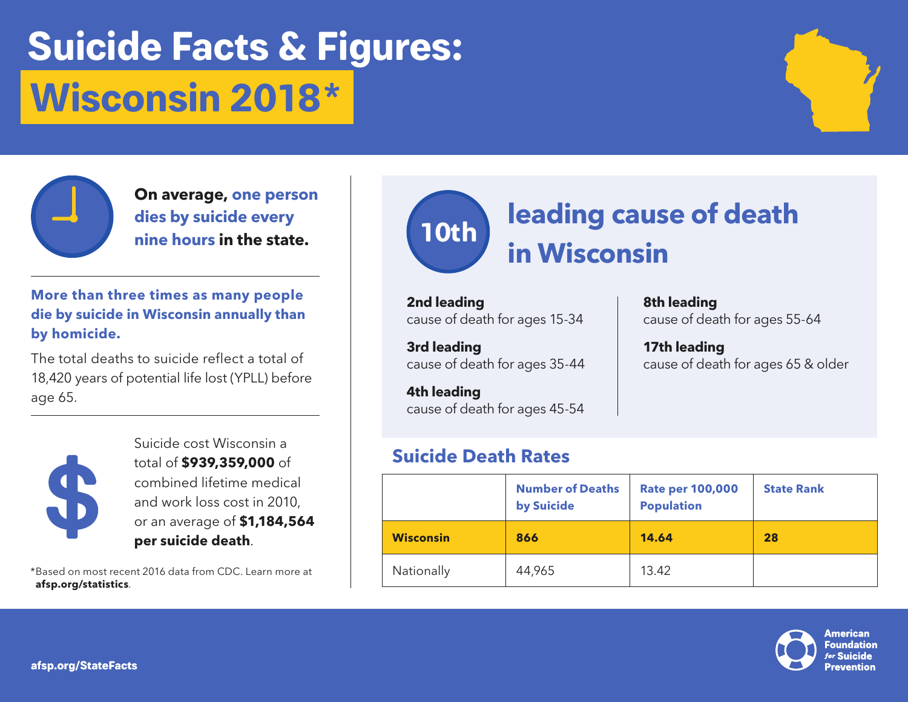# Suicide Facts & Figures:

# Wisconsin 2018*

**On average, one person dies by suicide every nine hours in the state.**

**More than three times as many people die by suicide in Wisconsin annually than by homicide.**

The total deaths to suicide reflect a total of 18,420 years of potential life lost (YPLL) before age 65.

Suicide cost Wisconsin a total of **$939,359,000** of combined lifetime medical and work loss cost in 2010, or an average of **$1,184,564 per suicide death**.

*Based on most recent 2016 data from CDC. Learn more at **afsp.org/statistics**.

## 10th leading cause of death in Wisconsin

**2nd leading**
cause of death for ages 15-34

**3rd leading**
cause of death for ages 35-44

**4th leading**
cause of death for ages 45-54

**8th leading**
cause of death for ages 55-64

**17th leading**
cause of death for ages 65 & older

## Suicide Death Rates

| | Number of Deaths by Suicide | Rate per 100,000 Population | State Rank |
|---|---|---|---|
| **Wisconsin** | **866** | **14.64** | **28** |
| Nationally | 44,965 | 13.42 | |

**afsp.org/StateFacts**

American Foundation for Suicide Prevention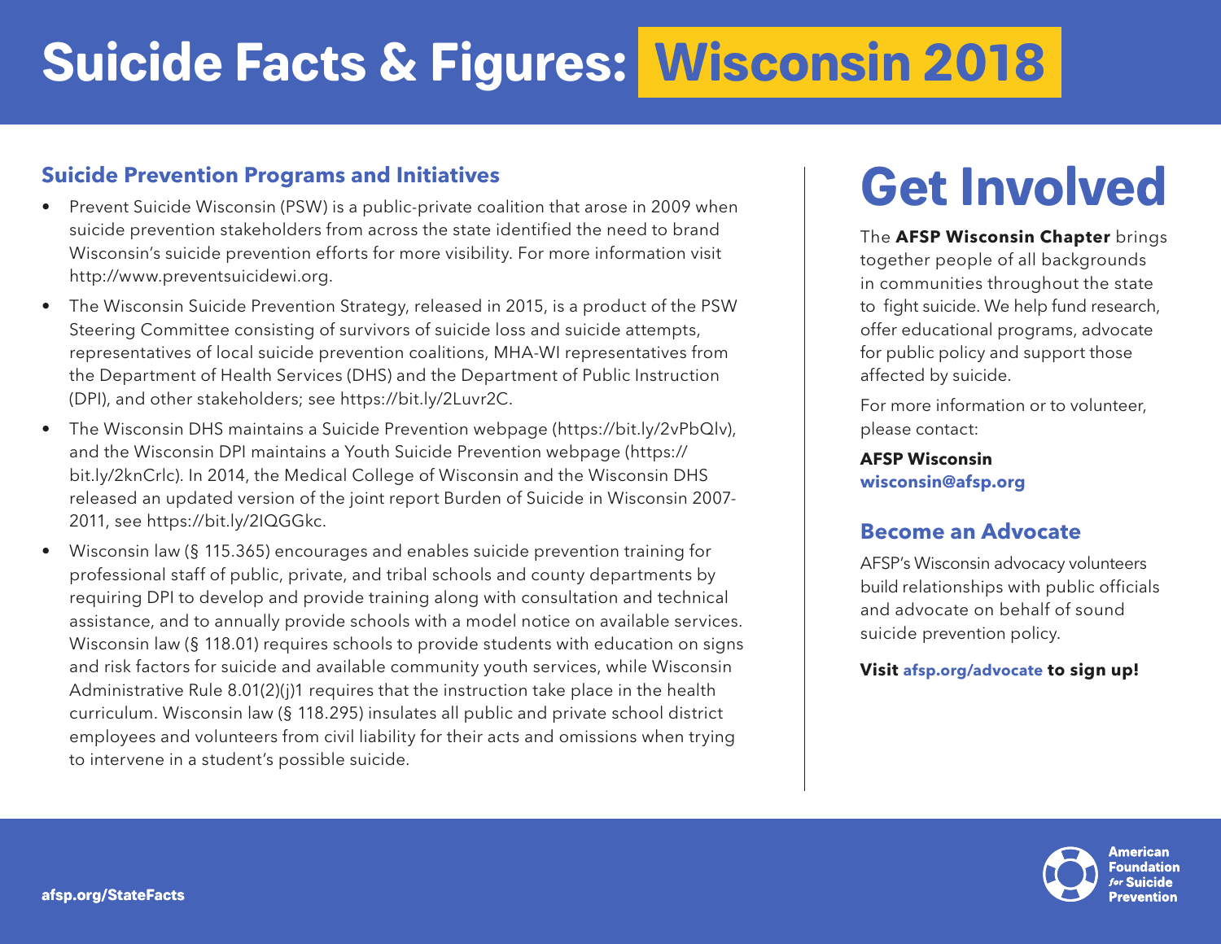# Suicide Facts & Figures: Wisconsin 2018

## Suicide Prevention Programs and Initiatives

- Prevent Suicide Wisconsin (PSW) is a public-private coalition that arose in 2009 when suicide prevention stakeholders from across the state identified the need to brand Wisconsin's suicide prevention efforts for more visibility. For more information visit http://www.preventsuicidewi.org.
- The Wisconsin Suicide Prevention Strategy, released in 2015, is a product of the PSW Steering Committee consisting of survivors of suicide loss and suicide attempts, representatives of local suicide prevention coalitions, MHA-WI representatives from the Department of Health Services (DHS) and the Department of Public Instruction (DPI), and other stakeholders; see https://bit.ly/2Luvr2C.
- The Wisconsin DHS maintains a Suicide Prevention webpage (https://bit.ly/2vPbQlv), and the Wisconsin DPI maintains a Youth Suicide Prevention webpage (https://bit.ly/2knCrlc). In 2014, the Medical College of Wisconsin and the Wisconsin DHS released an updated version of the joint report Burden of Suicide in Wisconsin 2007-2011, see https://bit.ly/2IQGGkc.
- Wisconsin law (§ 115.365) encourages and enables suicide prevention training for professional staff of public, private, and tribal schools and county departments by requiring DPI to develop and provide training along with consultation and technical assistance, and to annually provide schools with a model notice on available services. Wisconsin law (§ 118.01) requires schools to provide students with education on signs and risk factors for suicide and available community youth services, while Wisconsin Administrative Rule 8.01(2)(j)1 requires that the instruction take place in the health curriculum. Wisconsin law (§ 118.295) insulates all public and private school district employees and volunteers from civil liability for their acts and omissions when trying to intervene in a student's possible suicide.

# Get Involved

The **AFSP Wisconsin Chapter** brings together people of all backgrounds in communities throughout the state to fight suicide. We help fund research, offer educational programs, advocate for public policy and support those affected by suicide.

For more information or to volunteer, please contact:

**AFSP Wisconsin**
**wisconsin@afsp.org**

## Become an Advocate

AFSP's Wisconsin advocacy volunteers build relationships with public officials and advocate on behalf of sound suicide prevention policy.

**Visit afsp.org/advocate to sign up!**

afsp.org/StateFacts

American Foundation for Suicide Prevention